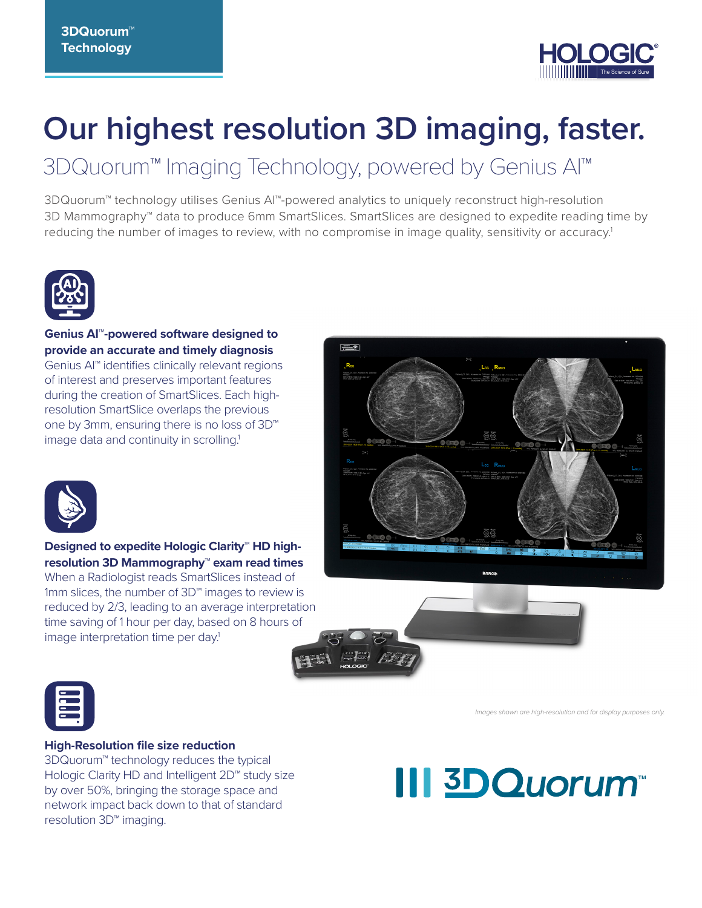**3DQuorum™ Technology**

# Our highest resolution 3D imaging, faster.

## 3DQuorum™ Imaging Technology, powered by Genius AI™

3DQuorum™ technology utilises Genius AI™-powered analytics to uniquely reconstruct high-resolution 3D Mammography™ data to produce 6mm SmartSlices. SmartSlices are designed to expedite reading time by reducing the number of images to review, with no compromise in image quality, sensitivity or accuracy.[1]

**Genius AI™-powered software designed to provide an accurate and timely diagnosis**

Genius AI™ identifies clinically relevant regions of interest and preserves important features during the creation of SmartSlices. Each high-resolution SmartSlice overlaps the previous one by 3mm, ensuring there is no loss of 3D™ image data and continuity in scrolling.[1]

**Designed to expedite Hologic Clarity™ HD high-resolution 3D Mammography™ exam read times**

When a Radiologist reads SmartSlices instead of 1mm slices, the number of 3D™ images to review is reduced by 2/3, leading to an average interpretation time saving of 1 hour per day, based on 8 hours of image interpretation time per day.[1]

*Images shown are high-resolution and for display purposes only.*

**High-Resolution file size reduction**

3DQuorum™ technology reduces the typical Hologic Clarity HD and Intelligent 2D™ study size by over 50%, bringing the storage space and network impact back down to that of standard resolution 3D™ imaging.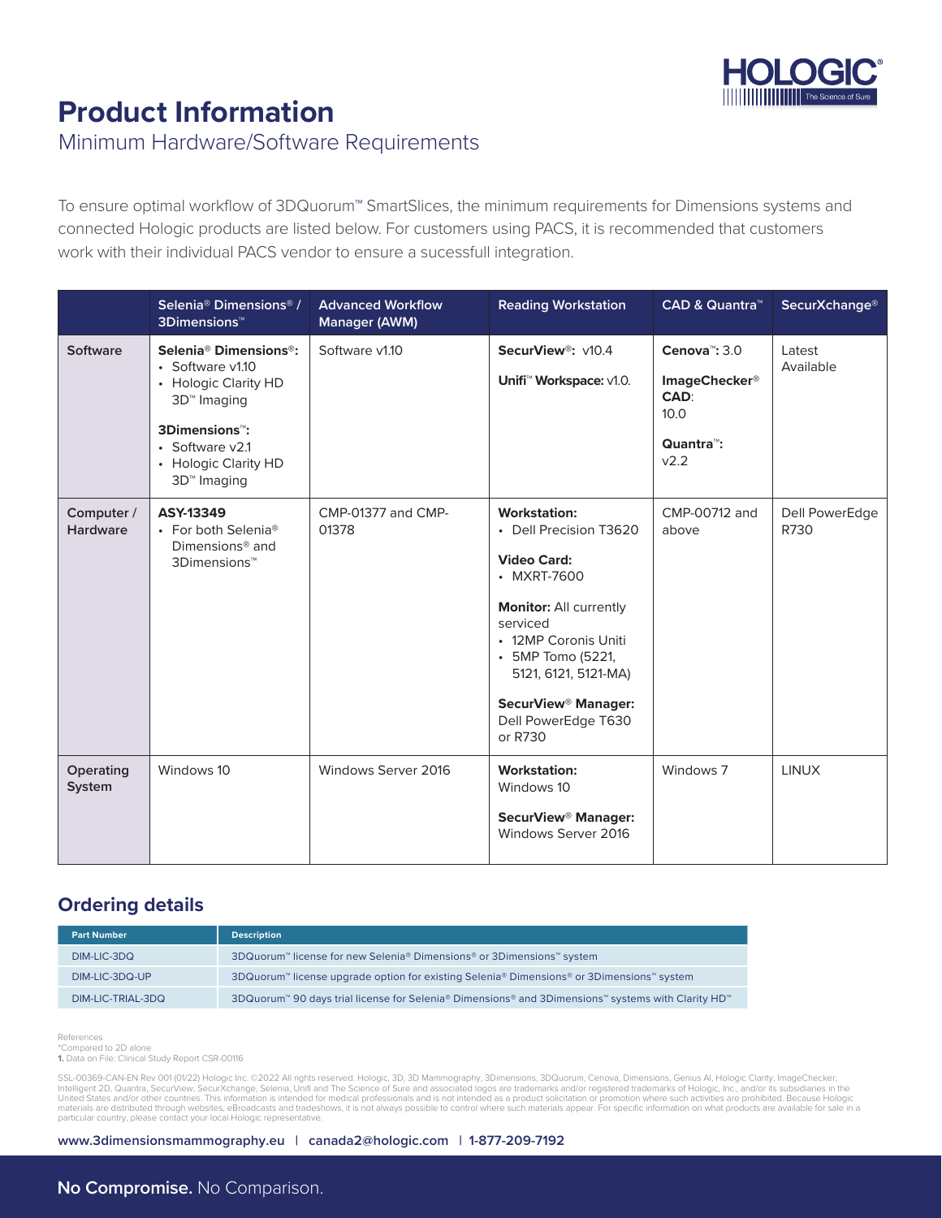# Product Information

Minimum Hardware/Software Requirements

To ensure optimal workflow of 3DQuorum™ SmartSlices, the minimum requirements for Dimensions systems and connected Hologic products are listed below. For customers using PACS, it is recommended that customers work with their individual PACS vendor to ensure a sucessfull integration.

| | Selenia® Dimensions® / 3Dimensions™ | Advanced Workflow Manager (AWM) | Reading Workstation | CAD & Quantra™ | SecurXchange® |
|---|---|---|---|---|---|
| **Software** | **Selenia® Dimensions®:**<br>• Software v1.10<br>• Hologic Clarity HD 3D™ Imaging<br><br>**3Dimensions™:**<br>• Software v2.1<br>• Hologic Clarity HD 3D™ Imaging | Software v1.10 | **SecurView®:** v10.4<br><br>**Unifi™ Workspace:** v1.0. | **Cenova™:** 3.0<br><br>**ImageChecker® CAD:** 10.0<br><br>**Quantra™:** v2.2 | Latest Available |
| **Computer / Hardware** | **ASY-13349**<br>• For both Selenia® Dimensions® and 3Dimensions™ | CMP-01377 and CMP-01378 | **Workstation:**<br>• Dell Precision T3620<br><br>**Video Card:**<br>• MXRT-7600<br><br>**Monitor:** All currently serviced<br>• 12MP Coronis Uniti<br>• 5MP Tomo (5221, 5121, 6121, 5121-MA)<br><br>**SecurView® Manager:** Dell PowerEdge T630 or R730 | CMP-00712 and above | Dell PowerEdge R730 |
| **Operating System** | Windows 10 | Windows Server 2016 | **Workstation:** Windows 10<br><br>**SecurView® Manager:** Windows Server 2016 | Windows 7 | LINUX |

## Ordering details

| Part Number | Description |
|---|---|
| DIM-LIC-3DQ | 3DQuorum™ license for new Selenia® Dimensions® or 3Dimensions™ system |
| DIM-LIC-3DQ-UP | 3DQuorum™ license upgrade option for existing Selenia® Dimensions® or 3Dimensions™ system |
| DIM-LIC-TRIAL-3DQ | 3DQuorum™ 90 days trial license for Selenia® Dimensions® and 3Dimensions™ systems with Clarity HD™ |

References
*Compared to 2D alone
**1.** Data on File: Clinical Study Report CSR-00116

SSL-00369-CAN-EN Rev 001 (01/22) Hologic Inc. ©2022 All rights reserved. Hologic, 3D, 3D Mammography, 3Dimensions, 3DQuorum, Cenova, Dimensions, Genius AI, Hologic Clarity, ImageChecker, Intelligent 2D, Quantra, SecurView, SecurXchange, Selenia, Unifi and The Science of Sure and associated logos are trademarks and/or registered trademarks of Hologic, Inc., and/or its subsidiaries in the United States and/or other countries. This information is intended for medical professionals and is not intended as a product solicitation or promotion where such activities are prohibited. Because Hologic materials are distributed through websites, eBroadcasts and tradeshows, it is not always possible to control where such materials appear. For specific information on what products are available for sale in a particular country, please contact your local Hologic representative.

**www.3dimensionsmammography.eu | canada2@hologic.com | 1-877-209-7192**

**No Compromise.** No Comparison.